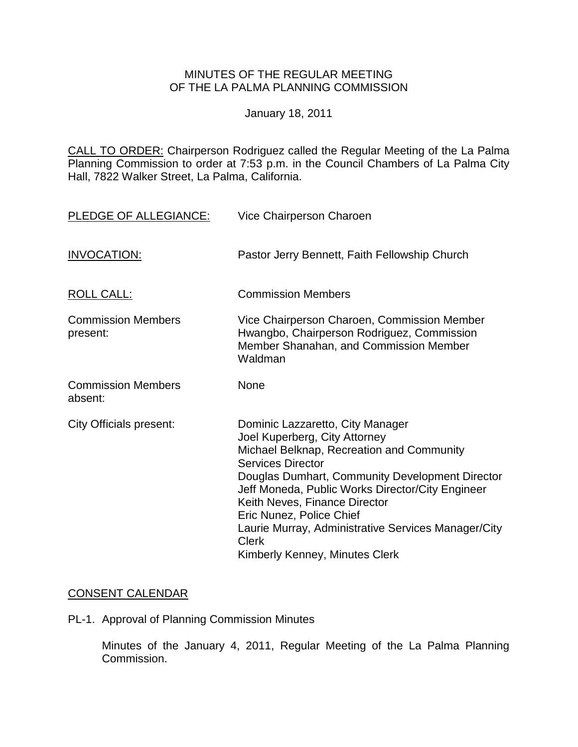# MINUTES OF THE REGULAR MEETING OF THE LA PALMA PLANNING COMMISSION

January 18, 2011

CALL TO ORDER: Chairperson Rodriguez called the Regular Meeting of the La Palma Planning Commission to order at 7:53 p.m. in the Council Chambers of La Palma City Hall, 7822 Walker Street, La Palma, California.

| | |
|---|---|
| PLEDGE OF ALLEGIANCE: | Vice Chairperson Charoen |
| INVOCATION: | Pastor Jerry Bennett, Faith Fellowship Church |
| ROLL CALL: | Commission Members |
| Commission Members present: | Vice Chairperson Charoen, Commission Member Hwangbo, Chairperson Rodriguez, Commission Member Shanahan, and Commission Member Waldman |
| Commission Members absent: | None |
| City Officials present: | Dominic Lazzaretto, City Manager<br>Joel Kuperberg, City Attorney<br>Michael Belknap, Recreation and Community Services Director<br>Douglas Dumhart, Community Development Director<br>Jeff Moneda, Public Works Director/City Engineer<br>Keith Neves, Finance Director<br>Eric Nunez, Police Chief<br>Laurie Murray, Administrative Services Manager/City Clerk<br>Kimberly Kenney, Minutes Clerk |

## CONSENT CALENDAR

PL-1. Approval of Planning Commission Minutes

Minutes of the January 4, 2011, Regular Meeting of the La Palma Planning Commission.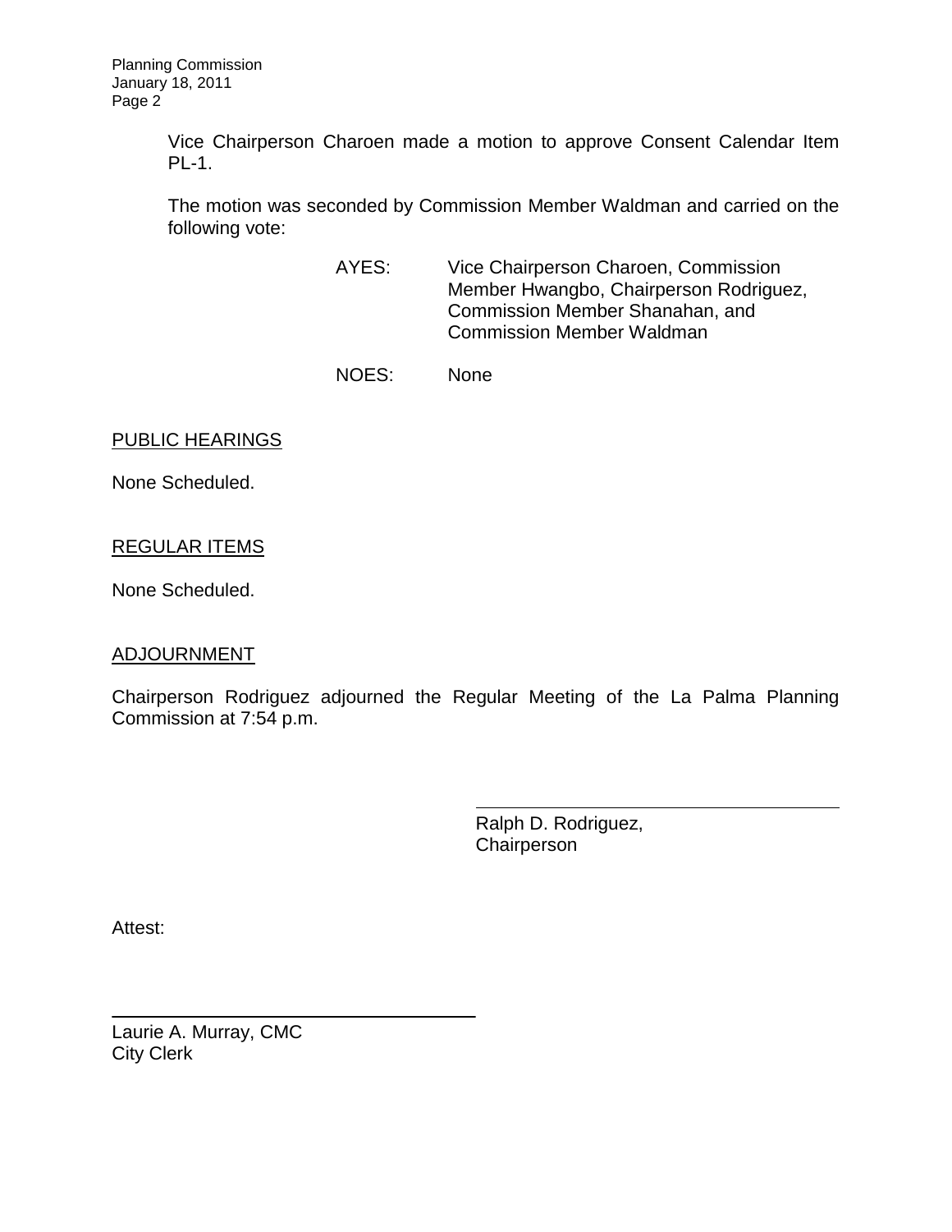Vice Chairperson Charoen made a motion to approve Consent Calendar Item PL-1.

The motion was seconded by Commission Member Waldman and carried on the following vote:

AYES: Vice Chairperson Charoen, Commission Member Hwangbo, Chairperson Rodriguez, Commission Member Shanahan, and Commission Member Waldman

NOES: None

PUBLIC HEARINGS

None Scheduled.

REGULAR ITEMS

None Scheduled.

ADJOURNMENT

Chairperson Rodriguez adjourned the Regular Meeting of the La Palma Planning Commission at 7:54 p.m.

Ralph D. Rodriguez,
Chairperson

Attest:

Laurie A. Murray, CMC
City Clerk